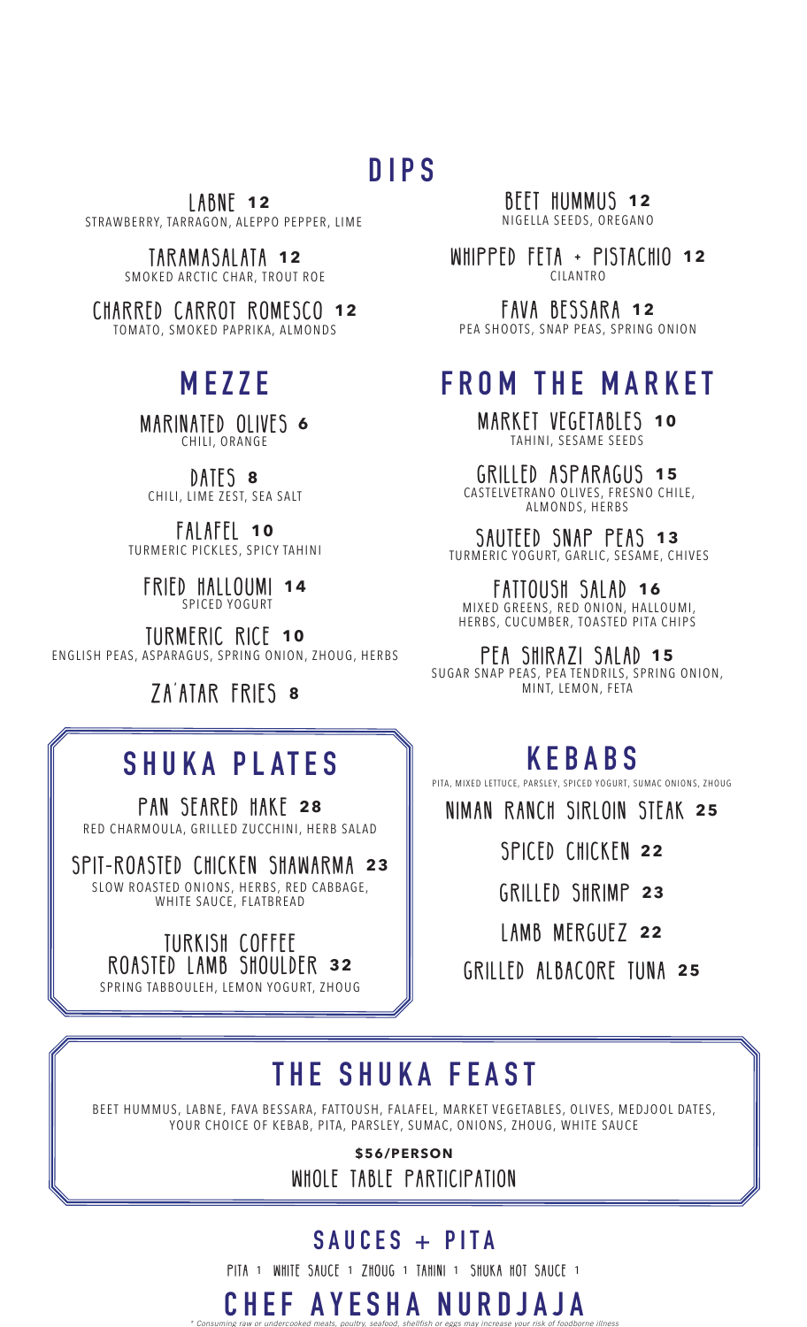# DIPS

**LABNE 12**
STRAWBERRY, TARRAGON, ALEPPO PEPPER, LIME

**TARAMASALATA 12**
SMOKED ARCTIC CHAR, TROUT ROE

**CHARRED CARROT ROMESCO 12**
TOMATO, SMOKED PAPRIKA, ALMONDS

**BEET HUMMUS 12**
NIGELLA SEEDS, OREGANO

**WHIPPED FETA + PISTACHIO 12**
CILANTRO

**FAVA BESSARA 12**
PEA SHOOTS, SNAP PEAS, SPRING ONION

# MEZZE

**MARINATED OLIVES 6**
CHILI, ORANGE

**DATES 8**
CHILI, LIME ZEST, SEA SALT

**FALAFEL 10**
TURMERIC PICKLES, SPICY TAHINI

**FRIED HALLOUMI 14**
SPICED YOGURT

**TURMERIC RICE 10**
ENGLISH PEAS, ASPARAGUS, SPRING ONION, ZHOUG, HERBS

**ZA'ATAR FRIES 8**

# FROM THE MARKET

**MARKET VEGETABLES 10**
TAHINI, SESAME SEEDS

**GRILLED ASPARAGUS 15**
CASTELVETRANO OLIVES, FRESNO CHILE, ALMONDS, HERBS

**SAUTEED SNAP PEAS 13**
TURMERIC YOGURT, GARLIC, SESAME, CHIVES

**FATTOUSH SALAD 16**
MIXED GREENS, RED ONION, HALLOUMI, HERBS, CUCUMBER, TOASTED PITA CHIPS

**PEA SHIRAZI SALAD 15**
SUGAR SNAP PEAS, PEA TENDRILS, SPRING ONION, MINT, LEMON, FETA

# SHUKA PLATES

**PAN SEARED HAKE 28**
RED CHARMOULA, GRILLED ZUCCHINI, HERB SALAD

**SPIT-ROASTED CHICKEN SHAWARMA 23**
SLOW ROASTED ONIONS, HERBS, RED CABBAGE, WHITE SAUCE, FLATBREAD

**TURKISH COFFEE ROASTED LAMB SHOULDER 32**
SPRING TABBOULEH, LEMON YOGURT, ZHOUG

# KEBABS

PITA, MIXED LETTUCE, PARSLEY, SPICED YOGURT, SUMAC ONIONS, ZHOUG

**NIMAN RANCH SIRLOIN STEAK 25**

**SPICED CHICKEN 22**

**GRILLED SHRIMP 23**

**LAMB MERGUEZ 22**

**GRILLED ALBACORE TUNA 25**

# THE SHUKA FEAST

BEET HUMMUS, LABNE, FAVA BESSARA, FATTOUSH, FALAFEL, MARKET VEGETABLES, OLIVES, MEDJOOL DATES, YOUR CHOICE OF KEBAB, PITA, PARSLEY, SUMAC, ONIONS, ZHOUG, WHITE SAUCE

**$56/PERSON**

WHOLE TABLE PARTICIPATION

# SAUCES + PITA

PITA 1 WHITE SAUCE 1 ZHOUG 1 TAHINI 1 SHUKA HOT SAUCE 1

## CHEF AYESHA NURDJAJA

*\* Consuming raw or undercooked meats, poultry, seafood, shellfish or eggs may increase your risk of foodborne illness*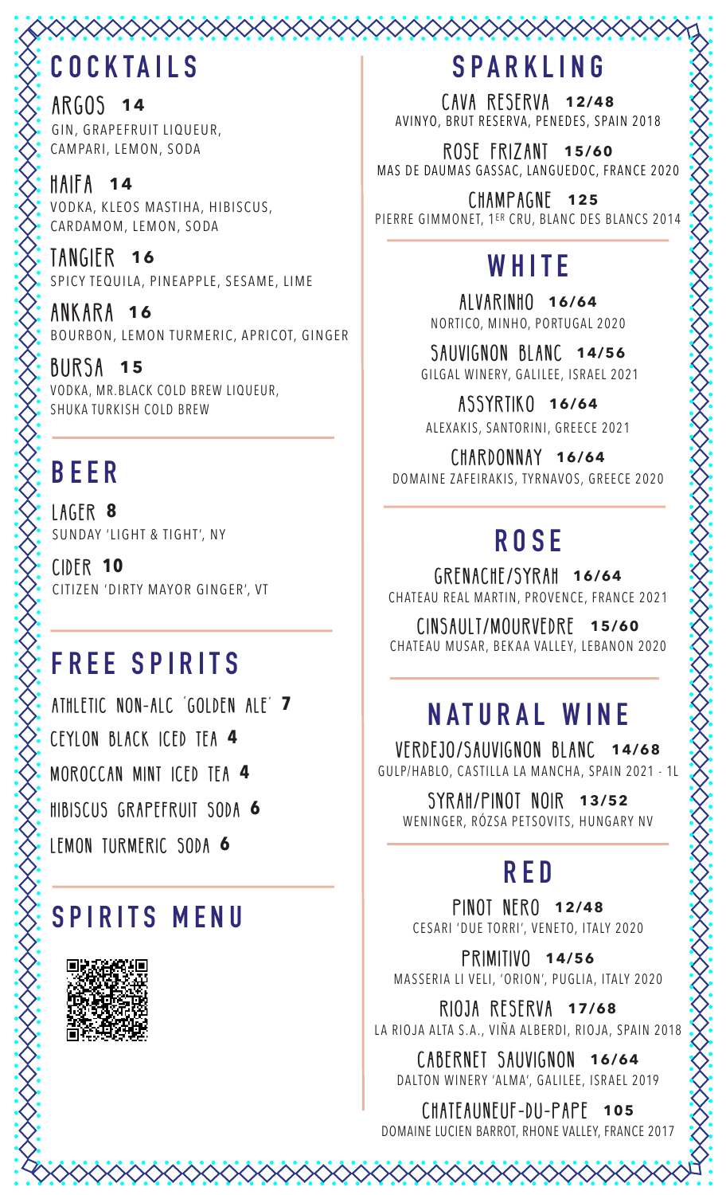## COCKTAILS

**ARGOS** 14
GIN, GRAPEFRUIT LIQUEUR, CAMPARI, LEMON, SODA

**HAIFA** 14
VODKA, KLEOS MASTIHA, HIBISCUS, CARDAMOM, LEMON, SODA

**TANGIER** 16
SPICY TEQUILA, PINEAPPLE, SESAME, LIME

**ANKARA** 16
BOURBON, LEMON TURMERIC, APRICOT, GINGER

**BURSA** 15
VODKA, MR.BLACK COLD BREW LIQUEUR, SHUKA TURKISH COLD BREW

## BEER

**LAGER** 8
SUNDAY 'LIGHT & TIGHT', NY

**CIDER** 10
CITIZEN 'DIRTY MAYOR GINGER', VT

## FREE SPIRITS

ATHLETIC NON-ALC 'GOLDEN ALE' 7

CEYLON BLACK ICED TEA 4

MOROCCAN MINT ICED TEA 4

HIBISCUS GRAPEFRUIT SODA 6

LEMON TURMERIC SODA 6

## SPIRITS MENU

## SPARKLING

**CAVA RESERVA** 12/48
AVINYO, BRUT RESERVA, PENEDES, SPAIN 2018

**ROSE FRIZANT** 15/60
MAS DE DAUMAS GASSAC, LANGUEDOC, FRANCE 2020

**CHAMPAGNE** 125
PIERRE GIMMONET, 1ER CRU, BLANC DES BLANCS 2014

## WHITE

**ALVARINHO** 16/64
NORTICO, MINHO, PORTUGAL 2020

**SAUVIGNON BLANC** 14/56
GILGAL WINERY, GALILEE, ISRAEL 2021

**ASSYRTIKO** 16/64
ALEXAKIS, SANTORINI, GREECE 2021

**CHARDONNAY** 16/64
DOMAINE ZAFEIRAKIS, TYRNAVOS, GREECE 2020

## ROSE

**GRENACHE/SYRAH** 16/64
CHATEAU REAL MARTIN, PROVENCE, FRANCE 2021

**CINSAULT/MOURVEDRE** 15/60
CHATEAU MUSAR, BEKAA VALLEY, LEBANON 2020

## NATURAL WINE

**VERDEJO/SAUVIGNON BLANC** 14/68
GULP/HABLO, CASTILLA LA MANCHA, SPAIN 2021 - 1L

**SYRAH/PINOT NOIR** 13/52
WENINGER, RÓZSA PETSOVITS, HUNGARY NV

## RED

**PINOT NERO** 12/48
CESARI 'DUE TORRI', VENETO, ITALY 2020

**PRIMITIVO** 14/56
MASSERIA LI VELI, 'ORION', PUGLIA, ITALY 2020

**RIOJA RESERVA** 17/68
LA RIOJA ALTA S.A., VIÑA ALBERDI, RIOJA, SPAIN 2018

**CABERNET SAUVIGNON** 16/64
DALTON WINERY 'ALMA', GALILEE, ISRAEL 2019

**CHATEAUNEUF-DU-PAPE** 105
DOMAINE LUCIEN BARROT, RHONE VALLEY, FRANCE 2017